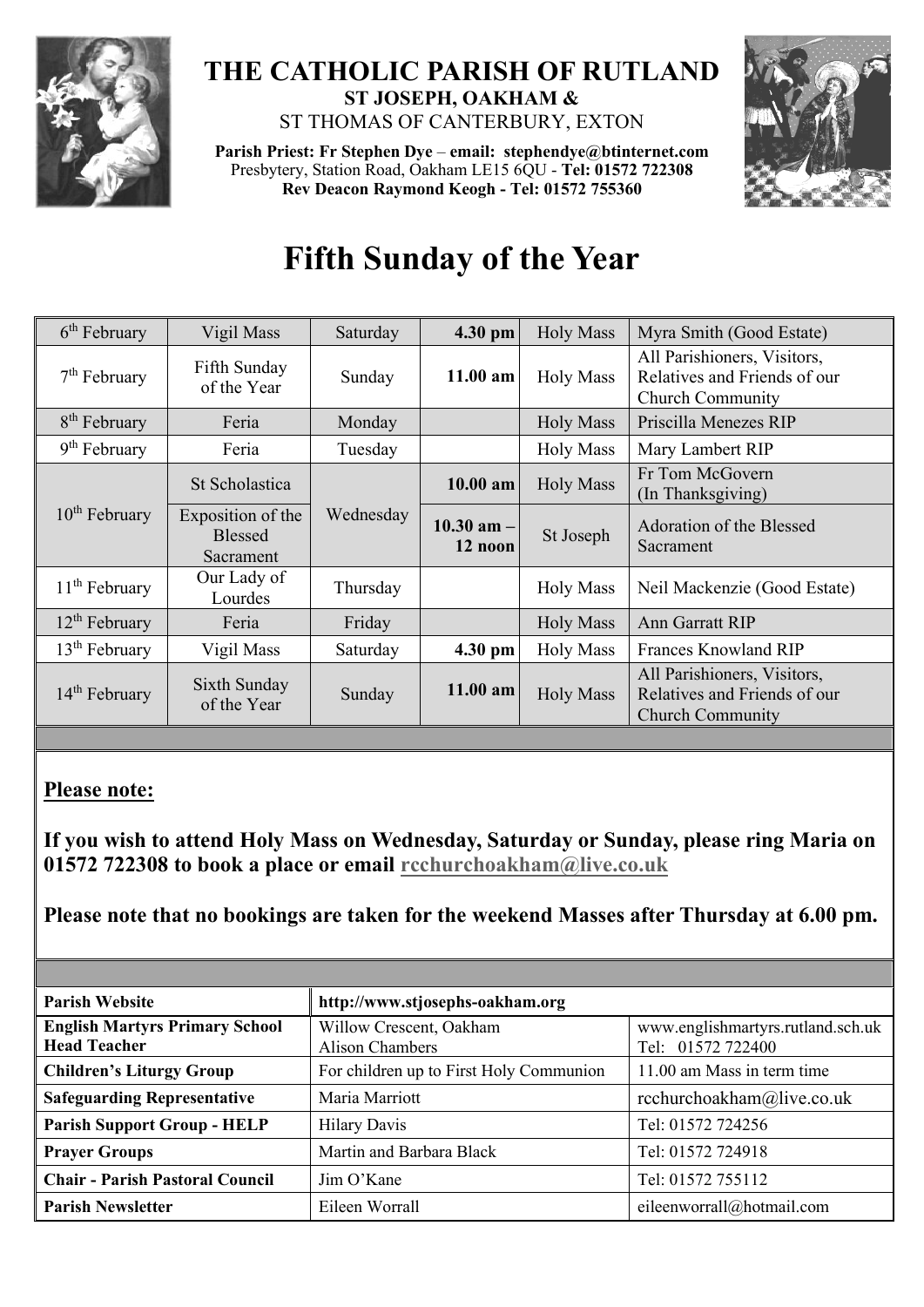# THE CATHOLIC PARISH OF RUTLAND

**ST JOSEPH, OAKHAM &**

ST THOMAS OF CANTERBURY, EXTON

**Parish Priest: Fr Stephen Dye** – **email: stephendye@btinternet.com**
Presbytery, Station Road, Oakham LE15 6QU - **Tel: 01572 722308**
**Rev Deacon Raymond Keogh - Tel: 01572 755360**

# Fifth Sunday of the Year

| | | | | | |
|---|---|---|---|---|---|
| 6th February | Vigil Mass | Saturday | **4.30 pm** | Holy Mass | Myra Smith (Good Estate) |
| 7th February | Fifth Sunday of the Year | Sunday | **11.00 am** | Holy Mass | All Parishioners, Visitors, Relatives and Friends of our Church Community |
| 8th February | Feria | Monday | | Holy Mass | Priscilla Menezes RIP |
| 9th February | Feria | Tuesday | | Holy Mass | Mary Lambert RIP |
| 10th February | St Scholastica | Wednesday | **10.00 am** | Holy Mass | Fr Tom McGovern (In Thanksgiving) |
| | Exposition of the Blessed Sacrament | | **10.30 am – 12 noon** | St Joseph | Adoration of the Blessed Sacrament |
| 11th February | Our Lady of Lourdes | Thursday | | Holy Mass | Neil Mackenzie (Good Estate) |
| 12th February | Feria | Friday | | Holy Mass | Ann Garratt RIP |
| 13th February | Vigil Mass | Saturday | **4.30 pm** | Holy Mass | Frances Knowland RIP |
| 14th February | Sixth Sunday of the Year | Sunday | **11.00 am** | Holy Mass | All Parishioners, Visitors, Relatives and Friends of our Church Community |

**Please note:**

**If you wish to attend Holy Mass on Wednesday, Saturday or Sunday, please ring Maria on 01572 722308 to book a place or email rcchurchoakham@live.co.uk**

**Please note that no bookings are taken for the weekend Masses after Thursday at 6.00 pm.**

| | | |
|---|---|---|
| **Parish Website** | **http://www.stjosephs-oakham.org** | |
| **English Martyrs Primary School Head Teacher** | Willow Crescent, Oakham Alison Chambers | www.englishmartyrs.rutland.sch.uk Tel: 01572 722400 |
| **Children's Liturgy Group** | For children up to First Holy Communion | 11.00 am Mass in term time |
| **Safeguarding Representative** | Maria Marriott | rcchurchoakham@live.co.uk |
| **Parish Support Group - HELP** | Hilary Davis | Tel: 01572 724256 |
| **Prayer Groups** | Martin and Barbara Black | Tel: 01572 724918 |
| **Chair - Parish Pastoral Council** | Jim O'Kane | Tel: 01572 755112 |
| **Parish Newsletter** | Eileen Worrall | eileenworrall@hotmail.com |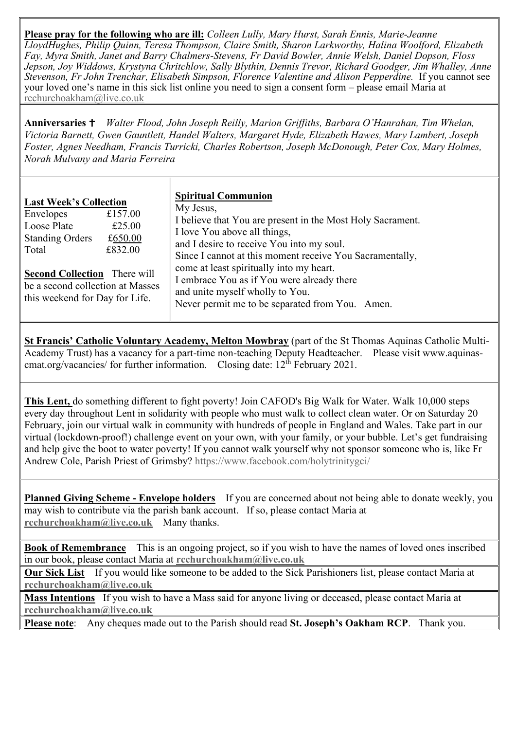**Please pray for the following who are ill:** *Colleen Lully, Mary Hurst, Sarah Ennis, Marie-Jeanne LloydHughes, Philip Quinn, Teresa Thompson, Claire Smith, Sharon Larkworthy, Halina Woolford, Elizabeth Fay, Myra Smith, Janet and Barry Chalmers-Stevens, Fr David Bowler, Annie Welsh, Daniel Dopson, Floss Jepson, Joy Widdows, Krystyna Chritchlow, Sally Blythin, Dennis Trevor, Richard Goodger, Jim Whalley, Anne Stevenson, Fr John Trenchar, Elisabeth Simpson, Florence Valentine and Alison Pepperdine.* If you cannot see your loved one's name in this sick list online you need to sign a consent form – please email Maria at rcchurchoakham@live.co.uk

**Anniversaries ✝** *Walter Flood, John Joseph Reilly, Marion Griffiths, Barbara O'Hanrahan, Tim Whelan, Victoria Barnett, Gwen Gauntlett, Handel Walters, Margaret Hyde, Elizabeth Hawes, Mary Lambert, Joseph Foster, Agnes Needham, Francis Turricki, Charles Robertson, Joseph McDonough, Peter Cox, Mary Holmes, Norah Mulvany and Maria Ferreira*

**Last Week's Collection**

| | |
|---|---|
| Envelopes | £157.00 |
| Loose Plate | £25.00 |
| Standing Orders | £650.00 |
| Total | £832.00 |

**Second Collection** There will be a second collection at Masses this weekend for Day for Life.

**Spiritual Communion**

My Jesus,
I believe that You are present in the Most Holy Sacrament.
I love You above all things,
and I desire to receive You into my soul.
Since I cannot at this moment receive You Sacramentally,
come at least spiritually into my heart.
I embrace You as if You were already there
and unite myself wholly to You.
Never permit me to be separated from You. Amen.

**St Francis' Catholic Voluntary Academy, Melton Mowbray** (part of the St Thomas Aquinas Catholic Multi-Academy Trust) has a vacancy for a part-time non-teaching Deputy Headteacher. Please visit www.aquinas-cmat.org/vacancies/ for further information. Closing date: 12th February 2021.

**This Lent,** do something different to fight poverty! Join CAFOD's Big Walk for Water. Walk 10,000 steps every day throughout Lent in solidarity with people who must walk to collect clean water. Or on Saturday 20 February, join our virtual walk in community with hundreds of people in England and Wales. Take part in our virtual (lockdown-proof!) challenge event on your own, with your family, or your bubble. Let's get fundraising and help give the boot to water poverty! If you cannot walk yourself why not sponsor someone who is, like Fr Andrew Cole, Parish Priest of Grimsby? https://www.facebook.com/holytrinitygci/

**Planned Giving Scheme - Envelope holders** If you are concerned about not being able to donate weekly, you may wish to contribute via the parish bank account. If so, please contact Maria at **rcchurchoakham@live.co.uk** Many thanks.

**Book of Remembrance** This is an ongoing project, so if you wish to have the names of loved ones inscribed in our book, please contact Maria at **rcchurchoakham@live.co.uk**

**Our Sick List** If you would like someone to be added to the Sick Parishioners list, please contact Maria at **rcchurchoakham@live.co.uk**

**Mass Intentions** If you wish to have a Mass said for anyone living or deceased, please contact Maria at **rcchurchoakham@live.co.uk**

**Please note**: Any cheques made out to the Parish should read **St. Joseph's Oakham RCP**. Thank you.